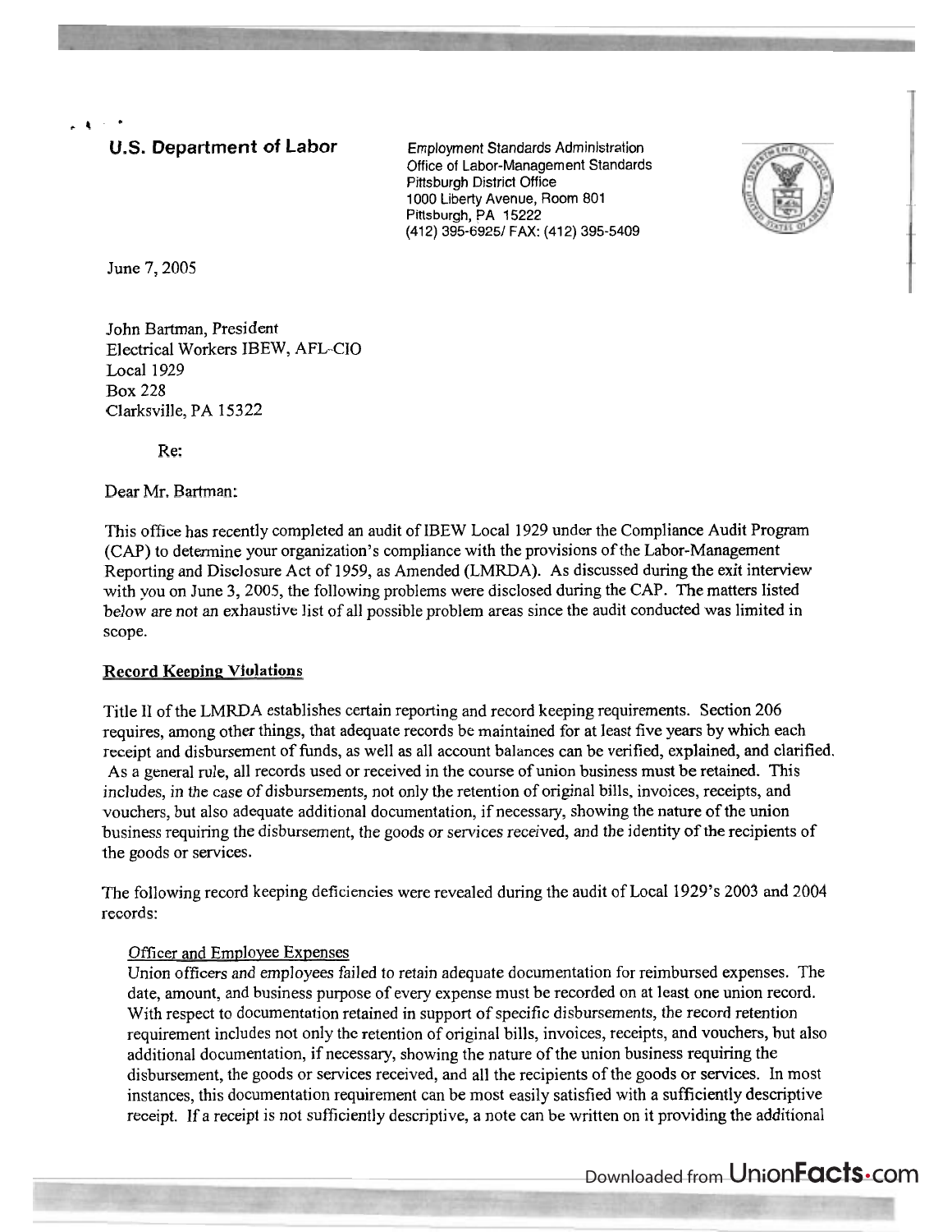**U.S. Department of Labor**

Employment Standards Administration
Office of Labor-Management Standards
Pittsburgh District Office
1000 Liberty Avenue, Room 801
Pittsburgh, PA 15222
(412) 395-6925/ FAX: (412) 395-5409

June 7, 2005

John Bartman, President
Electrical Workers IBEW, AFL-CIO
Local 1929
Box 228
Clarksville, PA 15322

Re:

Dear Mr. Bartman:

This office has recently completed an audit of IBEW Local 1929 under the Compliance Audit Program (CAP) to determine your organization's compliance with the provisions of the Labor-Management Reporting and Disclosure Act of 1959, as Amended (LMRDA). As discussed during the exit interview with you on June 3, 2005, the following problems were disclosed during the CAP. The matters listed below are not an exhaustive list of all possible problem areas since the audit conducted was limited in scope.

## Record Keeping Violations

Title II of the LMRDA establishes certain reporting and record keeping requirements. Section 206 requires, among other things, that adequate records be maintained for at least five years by which each receipt and disbursement of funds, as well as all account balances can be verified, explained, and clarified. As a general rule, all records used or received in the course of union business must be retained. This includes, in the case of disbursements, not only the retention of original bills, invoices, receipts, and vouchers, but also adequate additional documentation, if necessary, showing the nature of the union business requiring the disbursement, the goods or services received, and the identity of the recipients of the goods or services.

The following record keeping deficiencies were revealed during the audit of Local 1929's 2003 and 2004 records:

### Officer and Employee Expenses

Union officers and employees failed to retain adequate documentation for reimbursed expenses. The date, amount, and business purpose of every expense must be recorded on at least one union record. With respect to documentation retained in support of specific disbursements, the record retention requirement includes not only the retention of original bills, invoices, receipts, and vouchers, but also additional documentation, if necessary, showing the nature of the union business requiring the disbursement, the goods or services received, and all the recipients of the goods or services. In most instances, this documentation requirement can be most easily satisfied with a sufficiently descriptive receipt. If a receipt is not sufficiently descriptive, a note can be written on it providing the additional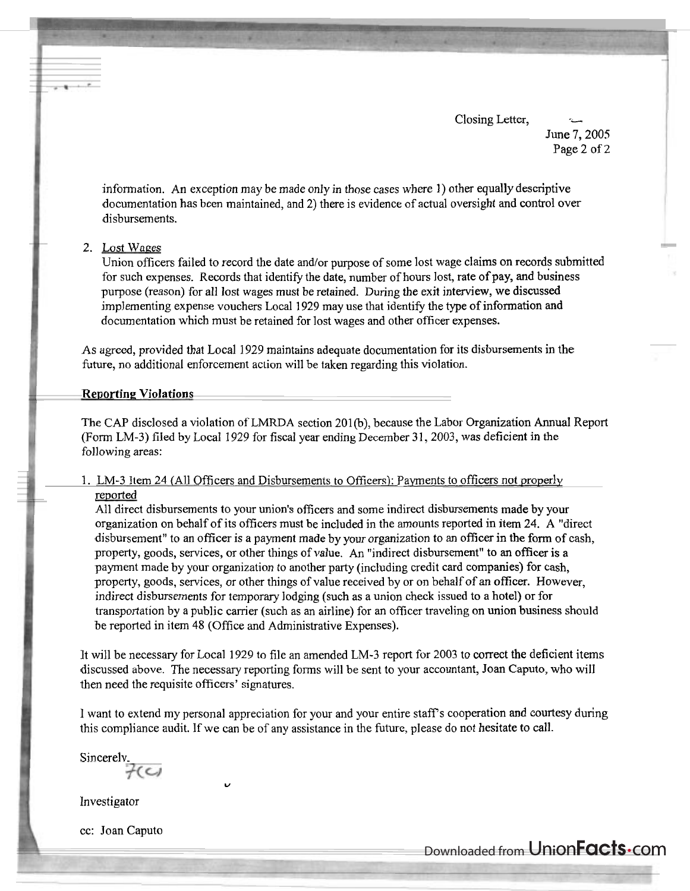information. An exception may be made only in those cases where 1) other equally descriptive documentation has been maintained, and 2) there is evidence of actual oversight and control over disbursements.

2. Lost Wages
   Union officers failed to record the date and/or purpose of some lost wage claims on records submitted for such expenses. Records that identify the date, number of hours lost, rate of pay, and business purpose (reason) for all lost wages must be retained. During the exit interview, we discussed implementing expense vouchers Local 1929 may use that identify the type of information and documentation which must be retained for lost wages and other officer expenses.

As agreed, provided that Local 1929 maintains adequate documentation for its disbursements in the future, no additional enforcement action will be taken regarding this violation.

**Reporting Violations**

The CAP disclosed a violation of LMRDA section 201(b), because the Labor Organization Annual Report (Form LM-3) filed by Local 1929 for fiscal year ending December 31, 2003, was deficient in the following areas:

1. LM-3 Item 24 (All Officers and Disbursements to Officers): Payments to officers not properly reported
   All direct disbursements to your union's officers and some indirect disbursements made by your organization on behalf of its officers must be included in the amounts reported in item 24. A "direct disbursement" to an officer is a payment made by your organization to an officer in the form of cash, property, goods, services, or other things of value. An "indirect disbursement" to an officer is a payment made by your organization to another party (including credit card companies) for cash, property, goods, services, or other things of value received by or on behalf of an officer. However, indirect disbursements for temporary lodging (such as a union check issued to a hotel) or for transportation by a public carrier (such as an airline) for an officer traveling on union business should be reported in item 48 (Office and Administrative Expenses).

It will be necessary for Local 1929 to file an amended LM-3 report for 2003 to correct the deficient items discussed above. The necessary reporting forms will be sent to your accountant, Joan Caputo, who will then need the requisite officers' signatures.

I want to extend my personal appreciation for your and your entire staff's cooperation and courtesy during this compliance audit. If we can be of any assistance in the future, please do not hesitate to call.

Sincerely,

Investigator

cc: Joan Caputo